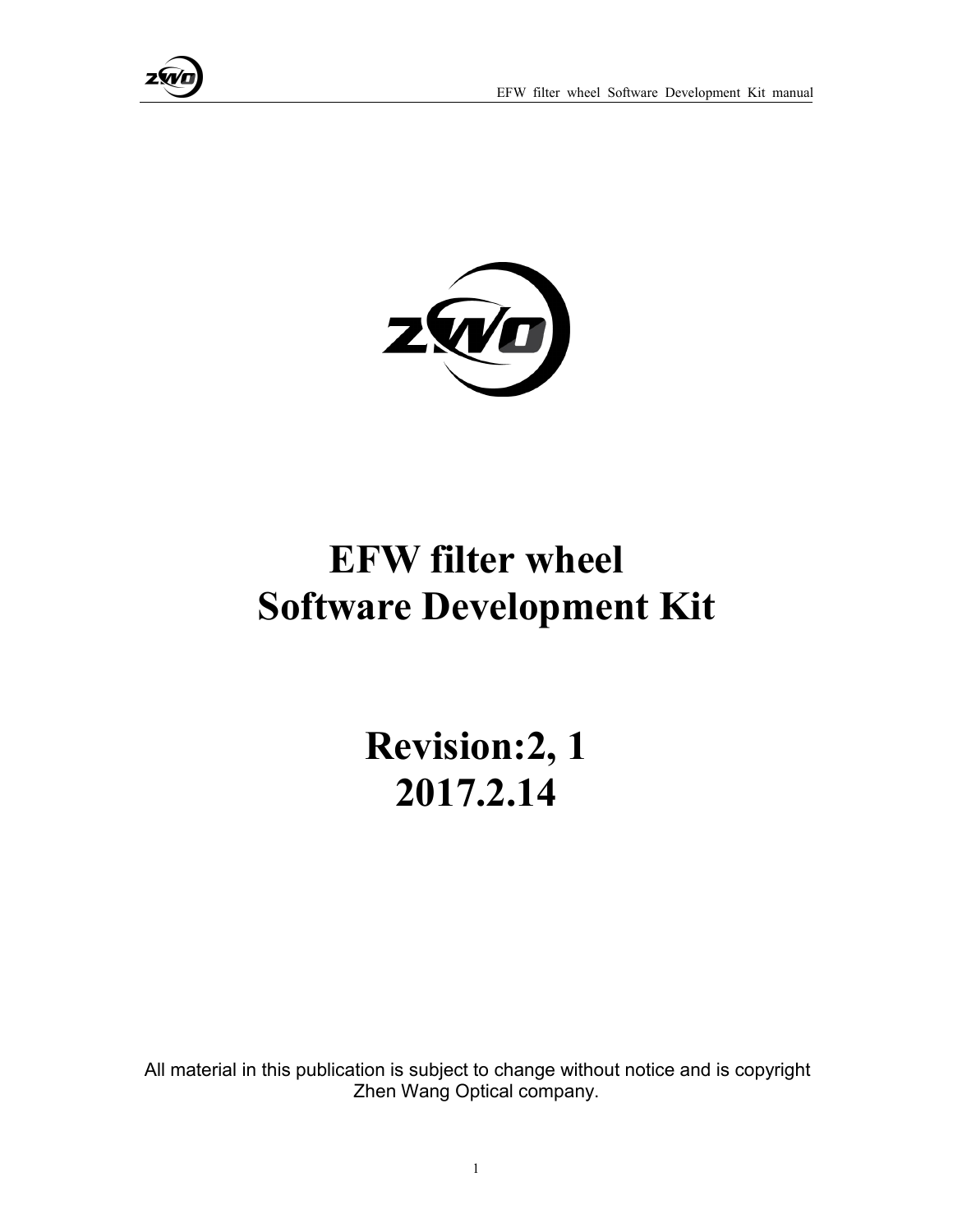# EFW filter wheel Software Development Kit

# Revision:2, 1
# 2017.2.14

All material in this publication is subject to change without notice and is copyright Zhen Wang Optical company.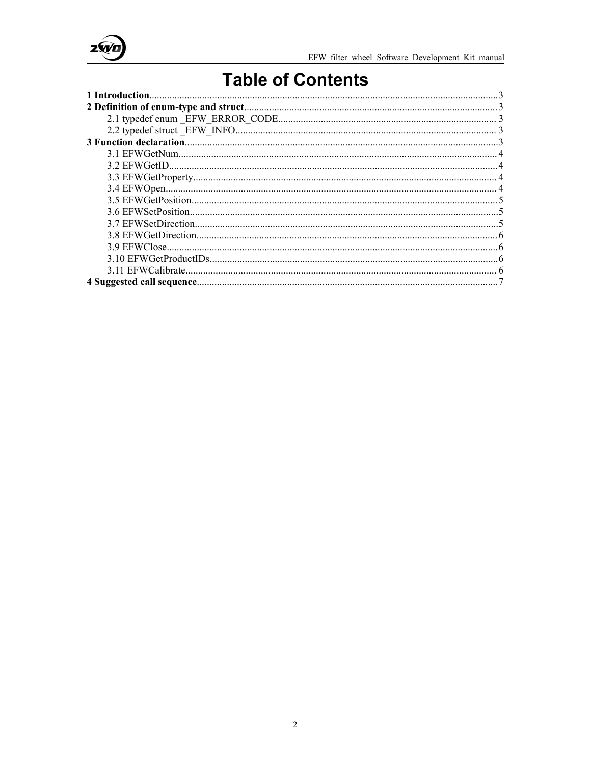# Table of Contents

**1 Introduction**......3

**2 Definition of enum-type and struct**......3

- 2.1 typedef enum _EFW_ERROR_CODE......3
- 2.2 typedef struct _EFW_INFO......3

**3 Function declaration**......3

- 3.1 EFWGetNum......4
- 3.2 EFWGetID......4
- 3.3 EFWGetProperty......4
- 3.4 EFWOpen......4
- 3.5 EFWGetPosition......5
- 3.6 EFWSetPosition......5
- 3.7 EFWSetDirection......5
- 3.8 EFWGetDirection......6
- 3.9 EFWClose......6
- 3.10 EFWGetProductIDs......6
- 3.11 EFWCalibrate......6

**4 Suggested call sequence**......7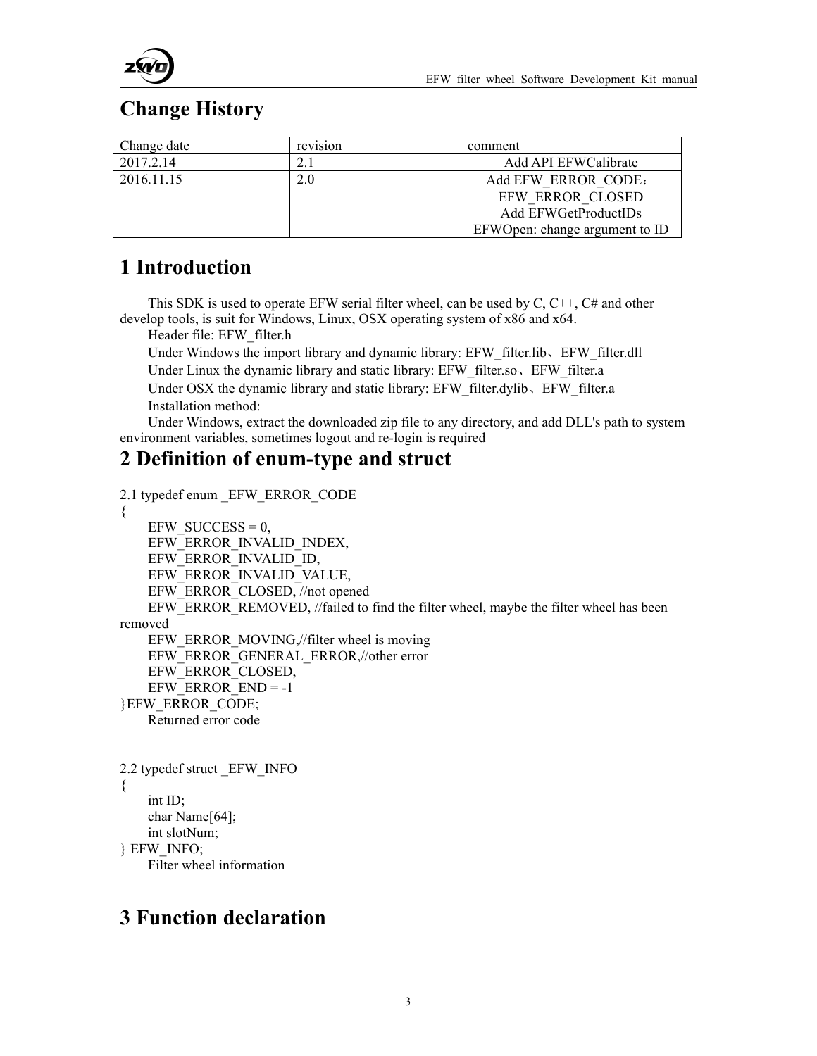# Change History

| Change date | revision | comment |
| --- | --- | --- |
| 2017.2.14 | 2.1 | Add API EFWCalibrate |
| 2016.11.15 | 2.0 | Add EFW_ERROR_CODE：<br>EFW_ERROR_CLOSED<br>Add EFWGetProductIDs<br>EFWOpen: change argument to ID |

# 1 Introduction

This SDK is used to operate EFW serial filter wheel, can be used by C, C++, C# and other develop tools, is suit for Windows, Linux, OSX operating system of x86 and x64.

Header file: EFW_filter.h

Under Windows the import library and dynamic library: EFW_filter.lib、EFW_filter.dll

Under Linux the dynamic library and static library: EFW_filter.so、EFW_filter.a

Under OSX the dynamic library and static library: EFW_filter.dylib、EFW_filter.a

Installation method:

Under Windows, extract the downloaded zip file to any directory, and add DLL's path to system environment variables, sometimes logout and re-login is required

# 2 Definition of enum-type and struct

```
2.1 typedef enum _EFW_ERROR_CODE
{
    EFW_SUCCESS = 0,
    EFW_ERROR_INVALID_INDEX,
    EFW_ERROR_INVALID_ID,
    EFW_ERROR_INVALID_VALUE,
    EFW_ERROR_CLOSED, //not opened
    EFW_ERROR_REMOVED, //failed to find the filter wheel, maybe the filter wheel has been removed
    EFW_ERROR_MOVING,//filter wheel is moving
    EFW_ERROR_GENERAL_ERROR,//other error
    EFW_ERROR_CLOSED,
    EFW_ERROR_END = -1
}EFW_ERROR_CODE;
```

Returned error code

```
2.2 typedef struct _EFW_INFO
{
    int ID;
    char Name[64];
    int slotNum;
} EFW_INFO;
```

Filter wheel information

# 3 Function declaration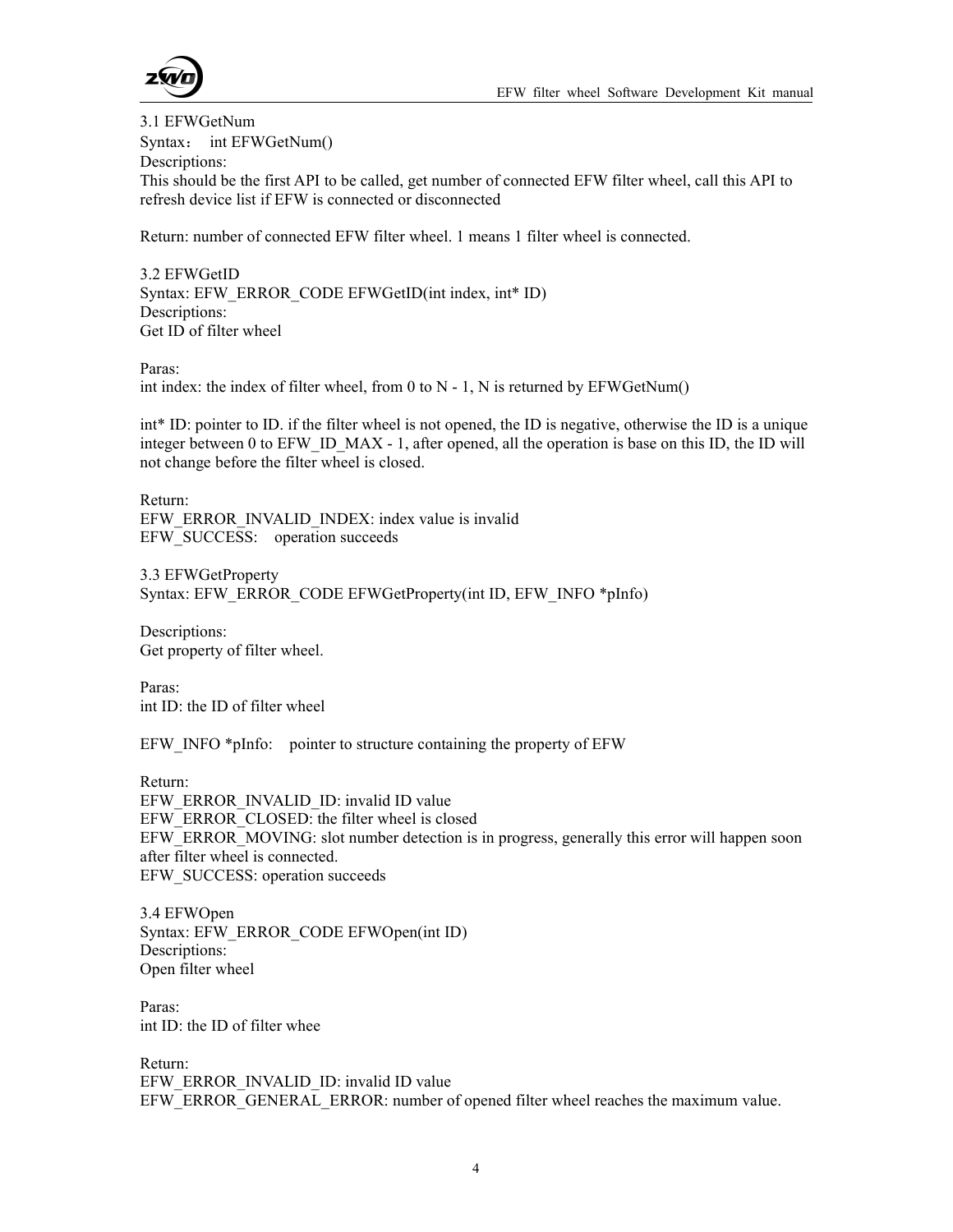### 3.1 EFWGetNum

Syntax： int EFWGetNum()

Descriptions:

This should be the first API to be called, get number of connected EFW filter wheel, call this API to refresh device list if EFW is connected or disconnected

Return: number of connected EFW filter wheel. 1 means 1 filter wheel is connected.

### 3.2 EFWGetID

Syntax: EFW_ERROR_CODE EFWGetID(int index, int* ID)

Descriptions:

Get ID of filter wheel

Paras:

int index: the index of filter wheel, from 0 to N - 1, N is returned by EFWGetNum()

int* ID: pointer to ID. if the filter wheel is not opened, the ID is negative, otherwise the ID is a unique integer between 0 to EFW_ID_MAX - 1, after opened, all the operation is base on this ID, the ID will not change before the filter wheel is closed.

Return:

EFW_ERROR_INVALID_INDEX: index value is invalid
EFW_SUCCESS: operation succeeds

### 3.3 EFWGetProperty

Syntax: EFW_ERROR_CODE EFWGetProperty(int ID, EFW_INFO *pInfo)

Descriptions:

Get property of filter wheel.

Paras:

int ID: the ID of filter wheel

EFW_INFO *pInfo: pointer to structure containing the property of EFW

Return:

EFW_ERROR_INVALID_ID: invalid ID value
EFW_ERROR_CLOSED: the filter wheel is closed
EFW_ERROR_MOVING: slot number detection is in progress, generally this error will happen soon after filter wheel is connected.
EFW_SUCCESS: operation succeeds

### 3.4 EFWOpen

Syntax: EFW_ERROR_CODE EFWOpen(int ID)

Descriptions:

Open filter wheel

Paras:

int ID: the ID of filter whee

Return:

EFW_ERROR_INVALID_ID: invalid ID value
EFW_ERROR_GENERAL_ERROR: number of opened filter wheel reaches the maximum value.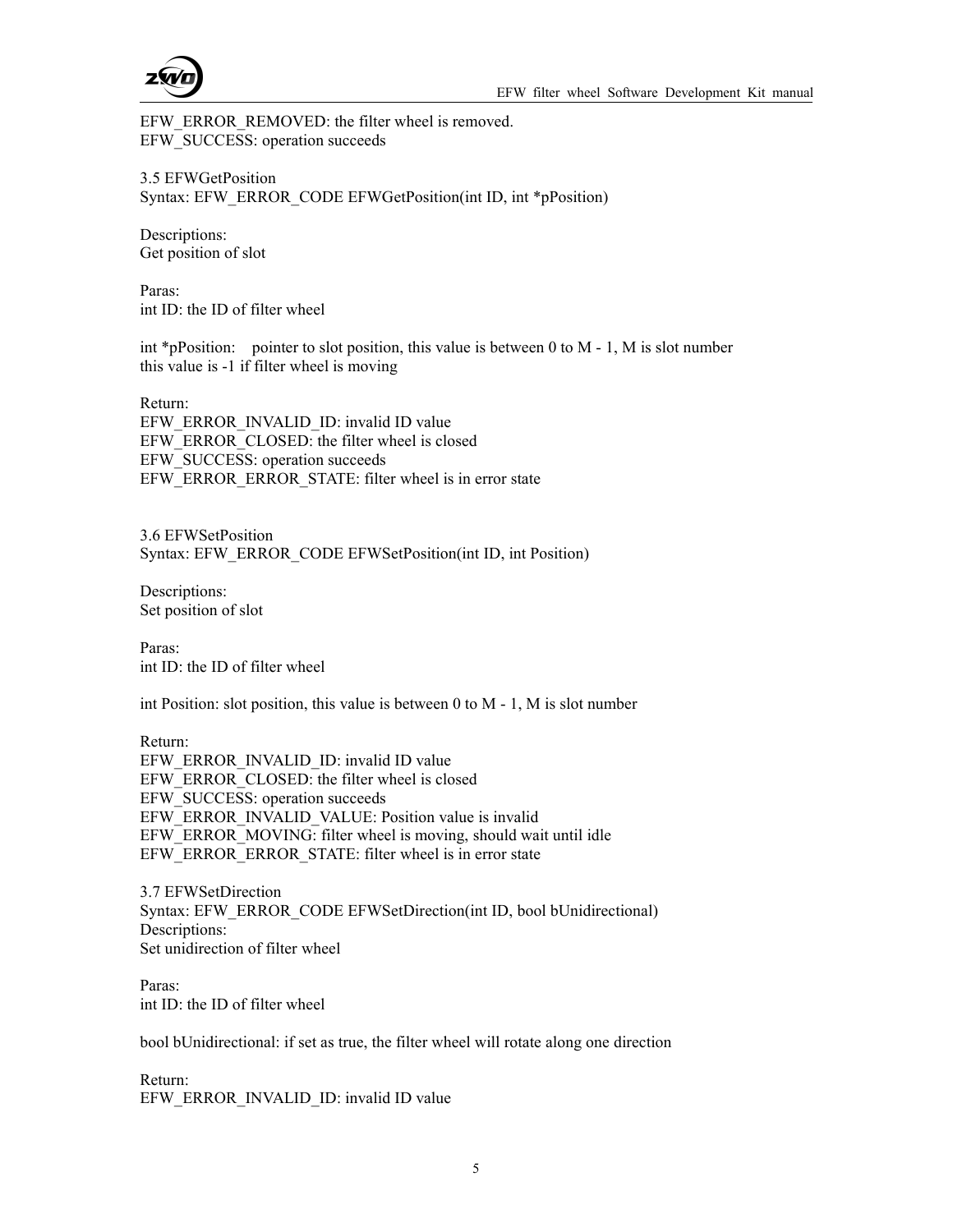EFW_ERROR_REMOVED: the filter wheel is removed.
EFW_SUCCESS: operation succeeds

### 3.5 EFWGetPosition

Syntax: EFW_ERROR_CODE EFWGetPosition(int ID, int *pPosition)

Descriptions:
Get position of slot

Paras:
int ID: the ID of filter wheel

int *pPosition: pointer to slot position, this value is between 0 to M - 1, M is slot number
this value is -1 if filter wheel is moving

Return:
EFW_ERROR_INVALID_ID: invalid ID value
EFW_ERROR_CLOSED: the filter wheel is closed
EFW_SUCCESS: operation succeeds
EFW_ERROR_ERROR_STATE: filter wheel is in error state

### 3.6 EFWSetPosition

Syntax: EFW_ERROR_CODE EFWSetPosition(int ID, int Position)

Descriptions:
Set position of slot

Paras:
int ID: the ID of filter wheel

int Position: slot position, this value is between 0 to M - 1, M is slot number

Return:
EFW_ERROR_INVALID_ID: invalid ID value
EFW_ERROR_CLOSED: the filter wheel is closed
EFW_SUCCESS: operation succeeds
EFW_ERROR_INVALID_VALUE: Position value is invalid
EFW_ERROR_MOVING: filter wheel is moving, should wait until idle
EFW_ERROR_ERROR_STATE: filter wheel is in error state

### 3.7 EFWSetDirection

Syntax: EFW_ERROR_CODE EFWSetDirection(int ID, bool bUnidirectional)
Descriptions:
Set unidirection of filter wheel

Paras:
int ID: the ID of filter wheel

bool bUnidirectional: if set as true, the filter wheel will rotate along one direction

Return:
EFW_ERROR_INVALID_ID: invalid ID value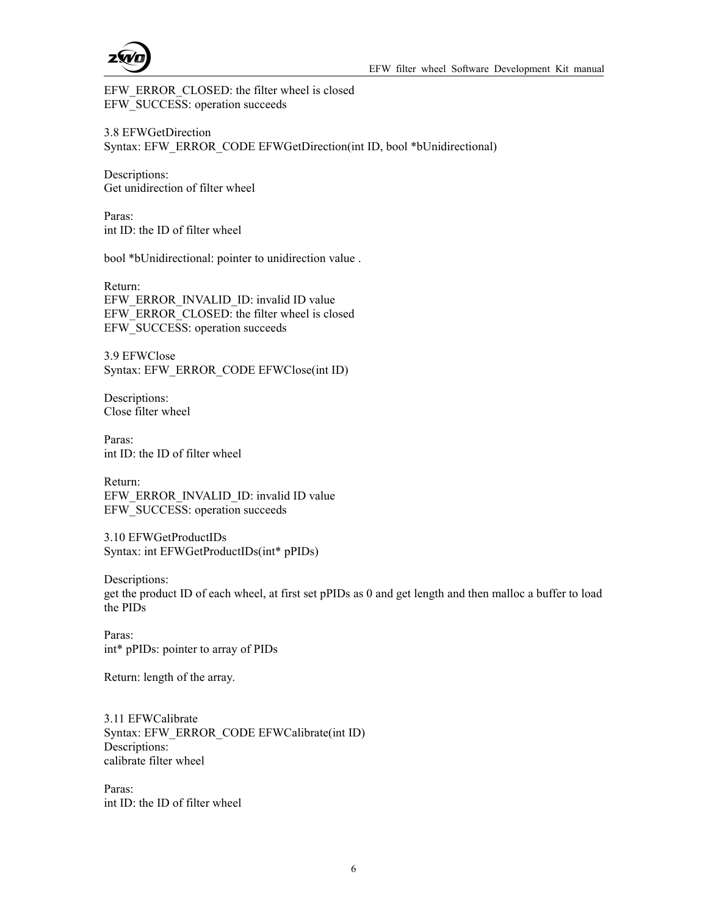EFW_ERROR_CLOSED: the filter wheel is closed
EFW_SUCCESS: operation succeeds

### 3.8 EFWGetDirection

Syntax: EFW_ERROR_CODE EFWGetDirection(int ID, bool *bUnidirectional)

Descriptions:
Get unidirection of filter wheel

Paras:
int ID: the ID of filter wheel

bool *bUnidirectional: pointer to unidirection value .

Return:
EFW_ERROR_INVALID_ID: invalid ID value
EFW_ERROR_CLOSED: the filter wheel is closed
EFW_SUCCESS: operation succeeds

### 3.9 EFWClose

Syntax: EFW_ERROR_CODE EFWClose(int ID)

Descriptions:
Close filter wheel

Paras:
int ID: the ID of filter wheel

Return:
EFW_ERROR_INVALID_ID: invalid ID value
EFW_SUCCESS: operation succeeds

### 3.10 EFWGetProductIDs

Syntax: int EFWGetProductIDs(int* pPIDs)

Descriptions:
get the product ID of each wheel, at first set pPIDs as 0 and get length and then malloc a buffer to load the PIDs

Paras:
int* pPIDs: pointer to array of PIDs

Return: length of the array.

### 3.11 EFWCalibrate

Syntax: EFW_ERROR_CODE EFWCalibrate(int ID)
Descriptions:
calibrate filter wheel

Paras:
int ID: the ID of filter wheel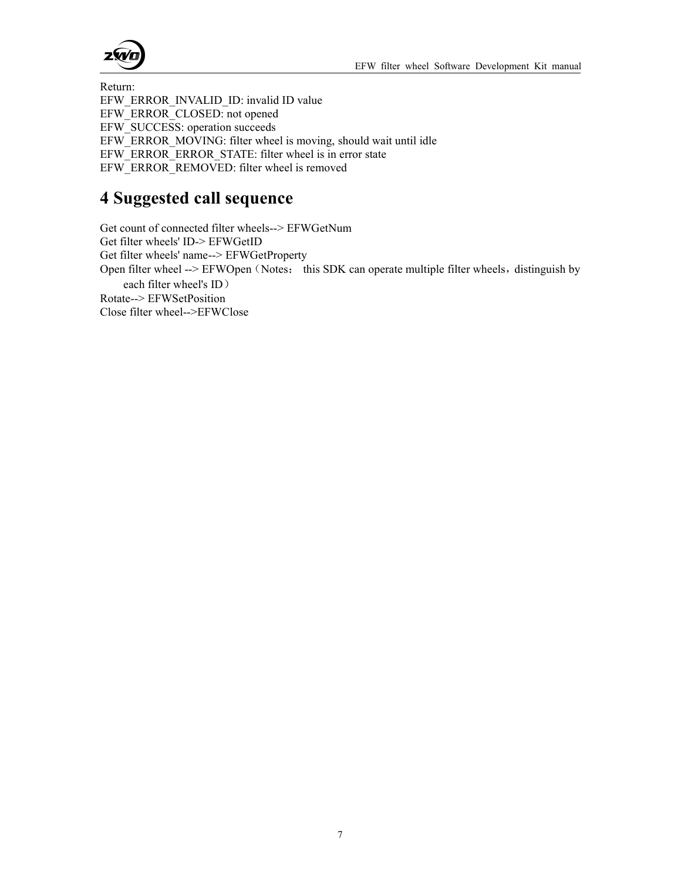Return:
EFW_ERROR_INVALID_ID: invalid ID value
EFW_ERROR_CLOSED: not opened
EFW_SUCCESS: operation succeeds
EFW_ERROR_MOVING: filter wheel is moving, should wait until idle
EFW_ERROR_ERROR_STATE: filter wheel is in error state
EFW_ERROR_REMOVED: filter wheel is removed

# 4 Suggested call sequence

Get count of connected filter wheels--> EFWGetNum
Get filter wheels' ID-> EFWGetID
Get filter wheels' name--> EFWGetProperty
Open filter wheel --> EFWOpen（Notes： this SDK can operate multiple filter wheels，distinguish by each filter wheel's ID）
Rotate--> EFWSetPosition
Close filter wheel-->EFWClose